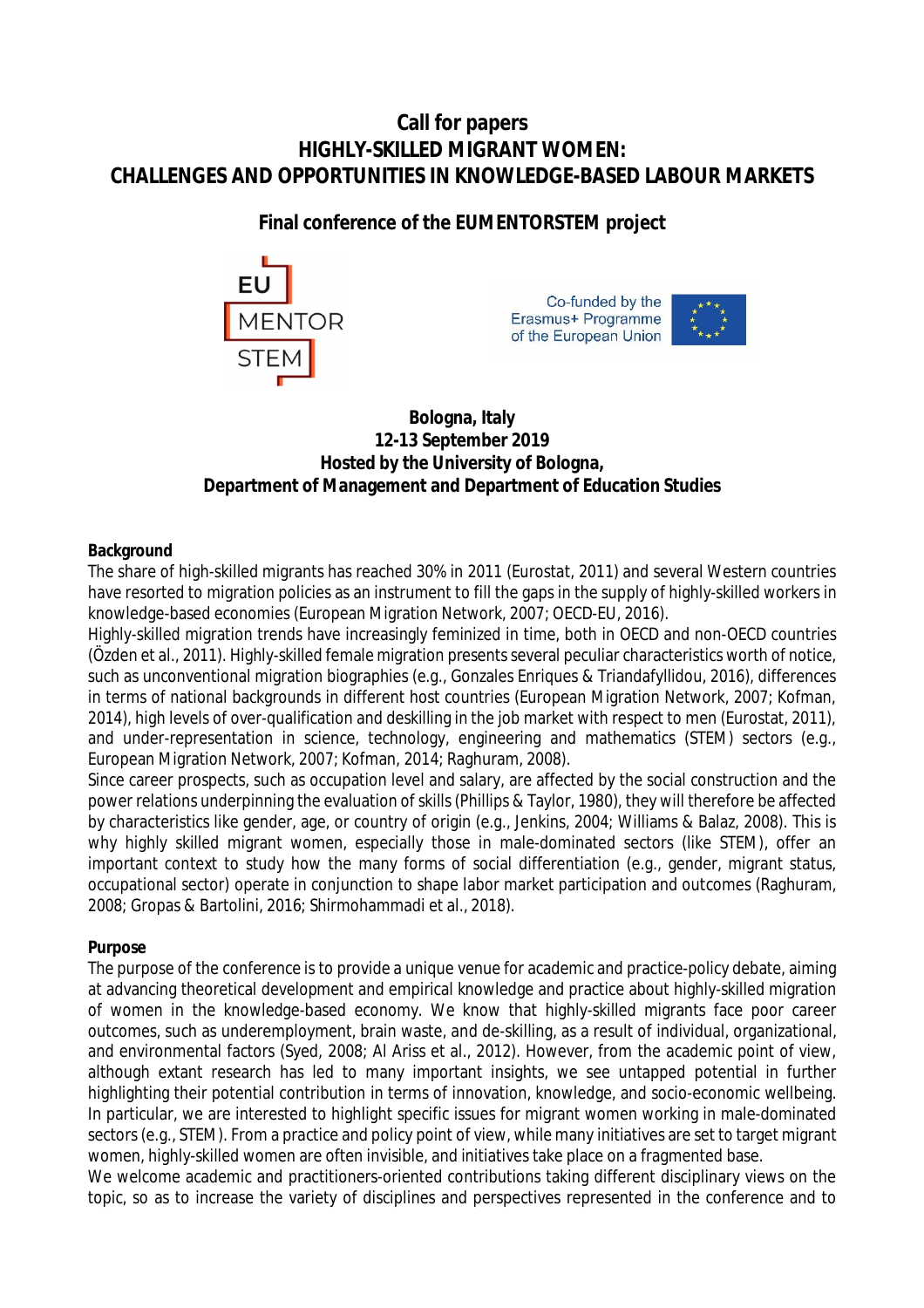# Call for papers
# HIGHLY-SKILLED MIGRANT WOMEN: CHALLENGES AND OPPORTUNITIES IN KNOWLEDGE-BASED LABOUR MARKETS

## Final conference of the EUMENTORSTEM project

EU MENTOR STEM

Co-funded by the Erasmus+ Programme of the European Union

**Bologna, Italy**
**12-13 September 2019**
**Hosted by the University of Bologna,**
**Department of Management and Department of Education Studies**

**Background**

The share of high-skilled migrants has reached 30% in 2011 (Eurostat, 2011) and several Western countries have resorted to migration policies as an instrument to fill the gaps in the supply of highly-skilled workers in knowledge-based economies (European Migration Network, 2007; OECD-EU, 2016).

Highly-skilled migration trends have increasingly feminized in time, both in OECD and non-OECD countries (Özden et al., 2011). Highly-skilled female migration presents several peculiar characteristics worth of notice, such as unconventional migration biographies (e.g., Gonzales Enriques & Triandafyllidou, 2016), differences in terms of national backgrounds in different host countries (European Migration Network, 2007; Kofman, 2014), high levels of over-qualification and deskilling in the job market with respect to men (Eurostat, 2011), and under-representation in science, technology, engineering and mathematics (STEM) sectors (e.g., European Migration Network, 2007; Kofman, 2014; Raghuram, 2008).

Since career prospects, such as occupation level and salary, are affected by the social construction and the power relations underpinning the evaluation of skills (Phillips & Taylor, 1980), they will therefore be affected by characteristics like gender, age, or country of origin (e.g., Jenkins, 2004; Williams & Balaz, 2008). This is why highly skilled migrant women, especially those in male-dominated sectors (like STEM), offer an important context to study how the many forms of social differentiation (e.g., gender, migrant status, occupational sector) operate in conjunction to shape labor market participation and outcomes (Raghuram, 2008; Gropas & Bartolini, 2016; Shirmohammadi et al., 2018).

**Purpose**

The purpose of the conference is to provide a unique venue for academic and practice-policy debate, aiming at advancing theoretical development and empirical knowledge and practice about highly-skilled migration of women in the knowledge-based economy. We know that highly-skilled migrants face poor career outcomes, such as underemployment, brain waste, and de-skilling, as a result of individual, organizational, and environmental factors (Syed, 2008; Al Ariss et al., 2012). However, from the academic point of view, although extant research has led to many important insights, we see untapped potential in further highlighting their potential contribution in terms of innovation, knowledge, and socio-economic wellbeing. In particular, we are interested to highlight specific issues for migrant women working in male-dominated sectors (e.g., STEM). From a practice and policy point of view, while many initiatives are set to target migrant women, highly-skilled women are often invisible, and initiatives take place on a fragmented base.

We welcome academic and practitioners-oriented contributions taking different disciplinary views on the topic, so as to increase the variety of disciplines and perspectives represented in the conference and to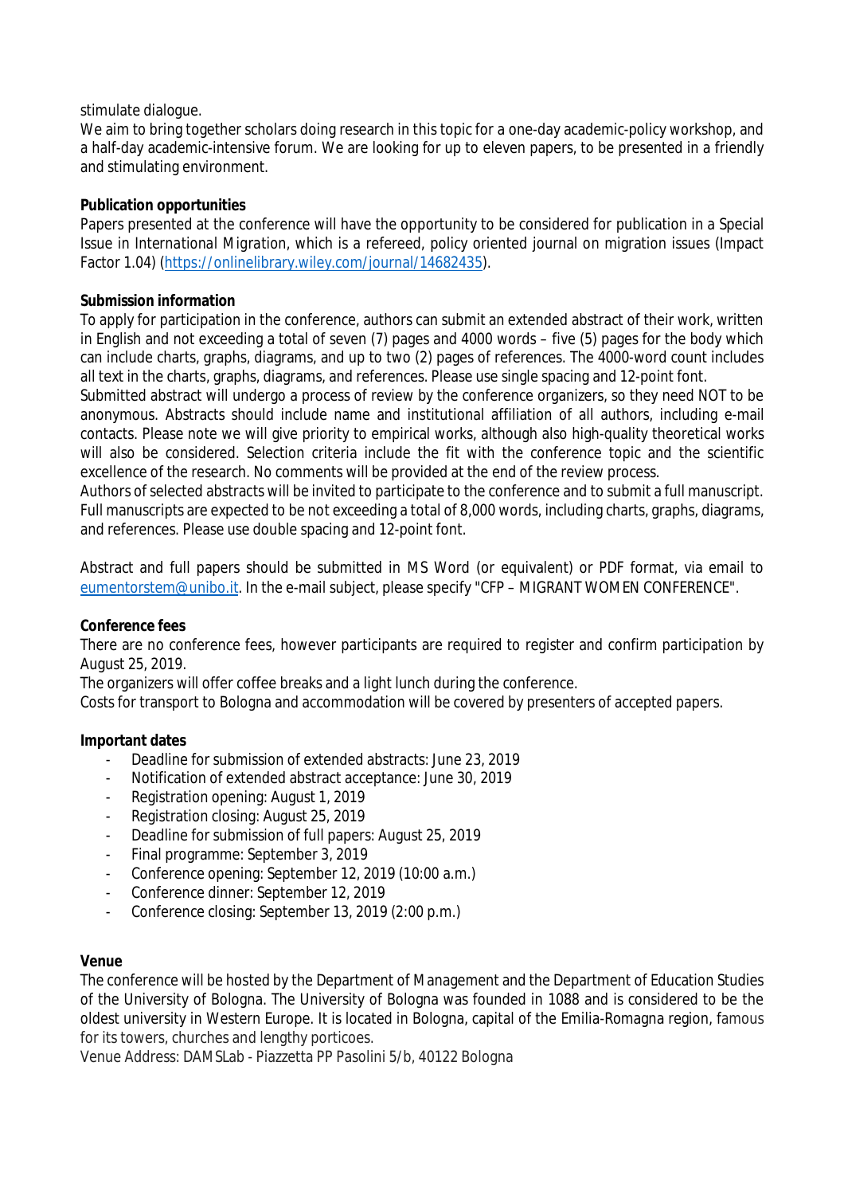stimulate dialogue.

We aim to bring together scholars doing research in this topic for a one-day academic-policy workshop, and a half-day academic-intensive forum. We are looking for up to eleven papers, to be presented in a friendly and stimulating environment.

**Publication opportunities**

Papers presented at the conference will have the opportunity to be considered for publication in a Special Issue in International Migration, which is a refereed, policy oriented journal on migration issues (Impact Factor 1.04) (https://onlinelibrary.wiley.com/journal/14682435).

**Submission information**

To apply for participation in the conference, authors can submit an extended abstract of their work, written in English and not exceeding a total of seven (7) pages and 4000 words – five (5) pages for the body which can include charts, graphs, diagrams, and up to two (2) pages of references. The 4000-word count includes all text in the charts, graphs, diagrams, and references. Please use single spacing and 12-point font.

Submitted abstract will undergo a process of review by the conference organizers, so they need NOT to be anonymous. Abstracts should include name and institutional affiliation of all authors, including e-mail contacts. Please note we will give priority to empirical works, although also high-quality theoretical works will also be considered. Selection criteria include the fit with the conference topic and the scientific excellence of the research. No comments will be provided at the end of the review process.

Authors of selected abstracts will be invited to participate to the conference and to submit a full manuscript. Full manuscripts are expected to be not exceeding a total of 8,000 words, including charts, graphs, diagrams, and references. Please use double spacing and 12-point font.

Abstract and full papers should be submitted in MS Word (or equivalent) or PDF format, via email to eumentorstem@unibo.it. In the e-mail subject, please specify "CFP – MIGRANT WOMEN CONFERENCE".

**Conference fees**

There are no conference fees, however participants are required to register and confirm participation by August 25, 2019.

The organizers will offer coffee breaks and a light lunch during the conference.

Costs for transport to Bologna and accommodation will be covered by presenters of accepted papers.

**Important dates**

- Deadline for submission of extended abstracts: June 23, 2019
- Notification of extended abstract acceptance: June 30, 2019
- Registration opening: August 1, 2019
- Registration closing: August 25, 2019
- Deadline for submission of full papers: August 25, 2019
- Final programme: September 3, 2019
- Conference opening: September 12, 2019 (10:00 a.m.)
- Conference dinner: September 12, 2019
- Conference closing: September 13, 2019 (2:00 p.m.)

**Venue**

The conference will be hosted by the Department of Management and the Department of Education Studies of the University of Bologna. The University of Bologna was founded in 1088 and is considered to be the oldest university in Western Europe. It is located in Bologna, capital of the Emilia-Romagna region, famous for its towers, churches and lengthy porticoes.

Venue Address: DAMSLab - Piazzetta PP Pasolini 5/b, 40122 Bologna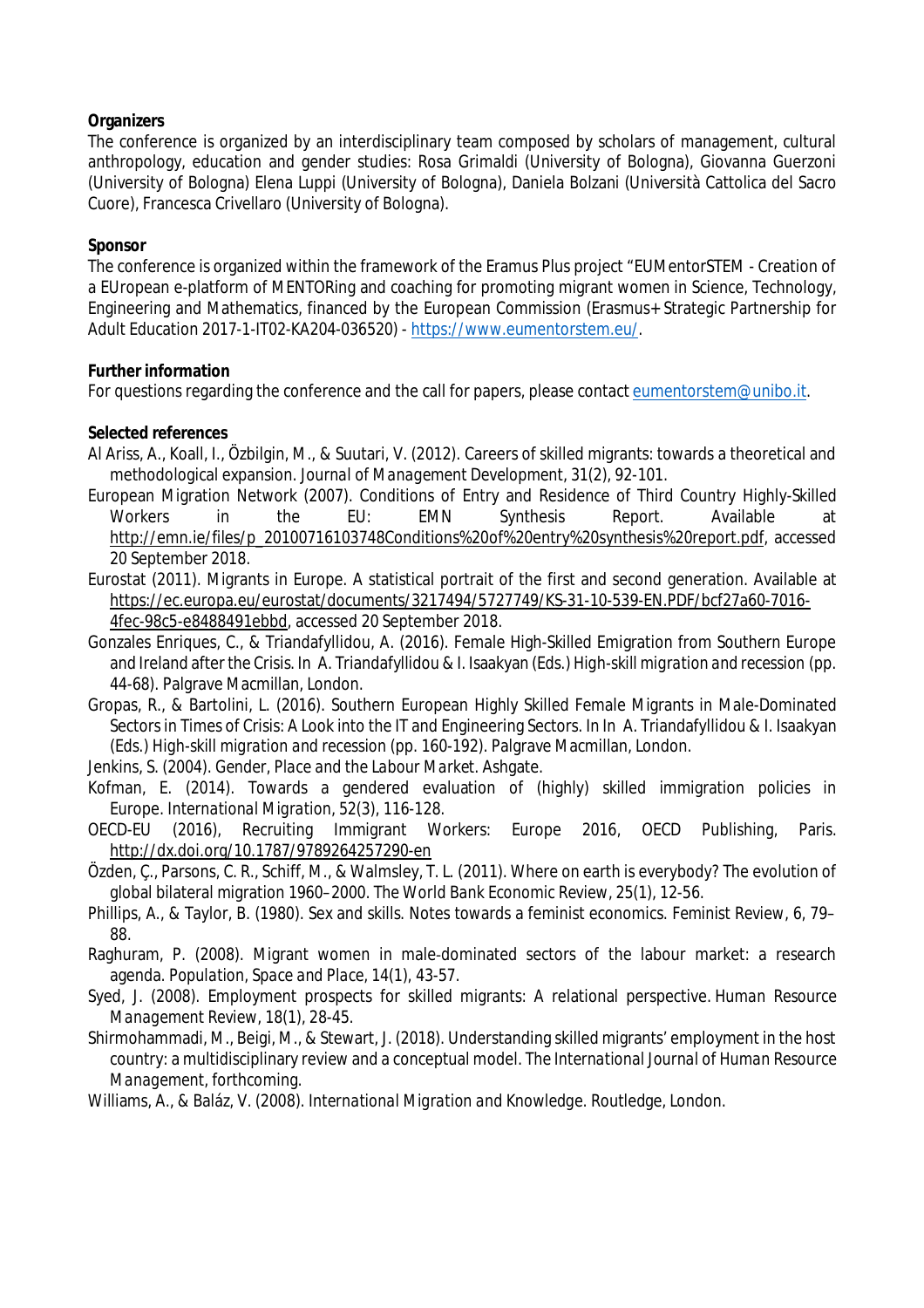**Organizers**

The conference is organized by an interdisciplinary team composed by scholars of management, cultural anthropology, education and gender studies: Rosa Grimaldi (University of Bologna), Giovanna Guerzoni (University of Bologna) Elena Luppi (University of Bologna), Daniela Bolzani (Università Cattolica del Sacro Cuore), Francesca Crivellaro (University of Bologna).

**Sponsor**

The conference is organized within the framework of the Eramus Plus project "EUMentorSTEM - Creation of a EUropean e-platform of MENTORing and coaching for promoting migrant women in Science, Technology, Engineering and Mathematics, financed by the European Commission (Erasmus+ Strategic Partnership for Adult Education 2017-1-IT02-KA204-036520) - https://www.eumentorstem.eu/.

**Further information**

For questions regarding the conference and the call for papers, please contact eumentorstem@unibo.it.

**Selected references**

Al Ariss, A., Koall, I., Özbilgin, M., & Suutari, V. (2012). Careers of skilled migrants: towards a theoretical and methodological expansion. *Journal of Management Development*, 31(2), 92-101.

European Migration Network (2007). Conditions of Entry and Residence of Third Country Highly-Skilled Workers in the EU: EMN Synthesis Report. Available at http://emn.ie/files/p_20100716103748Conditions%20of%20entry%20synthesis%20report.pdf, accessed 20 September 2018.

Eurostat (2011). Migrants in Europe. A statistical portrait of the first and second generation. Available at https://ec.europa.eu/eurostat/documents/3217494/5727749/KS-31-10-539-EN.PDF/bcf27a60-7016-4fec-98c5-e8488491ebbd, accessed 20 September 2018.

Gonzales Enriques, C., & Triandafyllidou, A. (2016). Female High-Skilled Emigration from Southern Europe and Ireland after the Crisis. In A. Triandafyllidou & I. Isaakyan (Eds.) *High-skill migration and recession* (pp. 44-68). Palgrave Macmillan, London.

Gropas, R., & Bartolini, L. (2016). Southern European Highly Skilled Female Migrants in Male-Dominated Sectors in Times of Crisis: A Look into the IT and Engineering Sectors. In In A. Triandafyllidou & I. Isaakyan (Eds.) *High-skill migration and recession* (pp. 160-192). Palgrave Macmillan, London.

Jenkins, S. (2004). *Gender, Place and the Labour Market*. Ashgate.

Kofman, E. (2014). Towards a gendered evaluation of (highly) skilled immigration policies in Europe. *International Migration*, 52(3), 116-128.

OECD-EU (2016), Recruiting Immigrant Workers: Europe 2016, OECD Publishing, Paris. http://dx.doi.org/10.1787/9789264257290-en

Özden, Ç., Parsons, C. R., Schiff, M., & Walmsley, T. L. (2011). Where on earth is everybody? The evolution of global bilateral migration 1960–2000. *The World Bank Economic Review*, 25(1), 12-56.

Phillips, A., & Taylor, B. (1980). Sex and skills. Notes towards a feminist economics. *Feminist Review*, 6, 79–88.

Raghuram, P. (2008). Migrant women in male-dominated sectors of the labour market: a research agenda. *Population, Space and Place*, 14(1), 43-57.

Syed, J. (2008). Employment prospects for skilled migrants: A relational perspective. *Human Resource Management Review*, 18(1), 28-45.

Shirmohammadi, M., Beigi, M., & Stewart, J. (2018). Understanding skilled migrants' employment in the host country: a multidisciplinary review and a conceptual model. *The International Journal of Human Resource Management*, forthcoming.

Williams, A., & Baláz, V. (2008). *International Migration and Knowledge*. Routledge, London.